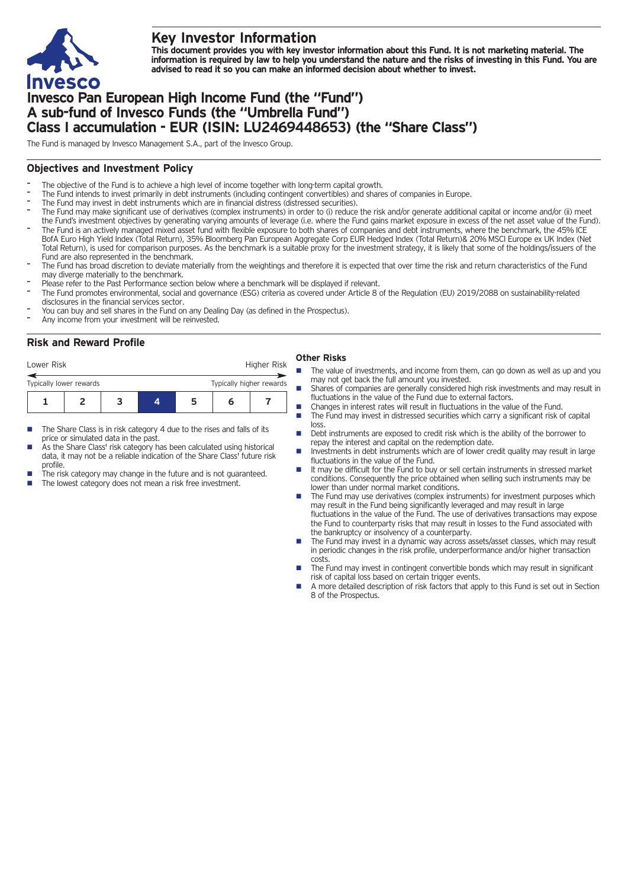# Key Investor Information

**This document provides you with key investor information about this Fund. It is not marketing material. The information is required by law to help you understand the nature and the risks of investing in this Fund. You are advised to read it so you can make an informed decision about whether to invest.**

# Invesco Pan European High Income Fund (the "Fund")
# A sub-fund of Invesco Funds (the "Umbrella Fund")
# Class I accumulation - EUR (ISIN: LU2469448653) (the "Share Class")

The Fund is managed by Invesco Management S.A., part of the Invesco Group.

## Objectives and Investment Policy

- The objective of the Fund is to achieve a high level of income together with long-term capital growth.
- The Fund intends to invest primarily in debt instruments (including contingent convertibles) and shares of companies in Europe.
- The Fund may invest in debt instruments which are in financial distress (distressed securities).
- The Fund may make significant use of derivatives (complex instruments) in order to (i) reduce the risk and/or generate additional capital or income and/or (ii) meet the Fund's investment objectives by generating varying amounts of leverage (i.e. where the Fund gains market exposure in excess of the net asset value of the Fund).
- The Fund is an actively managed mixed asset fund with flexible exposure to both shares of companies and debt instruments, where the benchmark, the 45% ICE BofA Euro High Yield Index (Total Return), 35% Bloomberg Pan European Aggregate Corp EUR Hedged Index (Total Return)& 20% MSCI Europe ex UK Index (Net Total Return), is used for comparison purposes. As the benchmark is a suitable proxy for the investment strategy, it is likely that some of the holdings/issuers of the Fund are also represented in the benchmark.
- The Fund has broad discretion to deviate materially from the weightings and therefore it is expected that over time the risk and return characteristics of the Fund may diverge materially to the benchmark.
- Please refer to the Past Performance section below where a benchmark will be displayed if relevant.
- The Fund promotes environmental, social and governance (ESG) criteria as covered under Article 8 of the Regulation (EU) 2019/2088 on sustainability-related disclosures in the financial services sector.
- You can buy and sell shares in the Fund on any Dealing Day (as defined in the Prospectus).
- Any income from your investment will be reinvested.

## Risk and Reward Profile

| Lower Risk | | | | | | Higher Risk |
|---|---|---|---|---|---|---|
| Typically lower rewards | | | | | | Typically higher rewards |
| 1 | 2 | 3 | **4** | 5 | 6 | 7 |

- The Share Class is in risk category 4 due to the rises and falls of its price or simulated data in the past.
- As the Share Class' risk category has been calculated using historical data, it may not be a reliable indication of the Share Class' future risk profile.
- The risk category may change in the future and is not guaranteed.
- The lowest category does not mean a risk free investment.

### Other Risks

- The value of investments, and income from them, can go down as well as up and you may not get back the full amount you invested.
- Shares of companies are generally considered high risk investments and may result in fluctuations in the value of the Fund due to external factors.
- Changes in interest rates will result in fluctuations in the value of the Fund.
- The Fund may invest in distressed securities which carry a significant risk of capital loss.
- Debt instruments are exposed to credit risk which is the ability of the borrower to repay the interest and capital on the redemption date.
- Investments in debt instruments which are of lower credit quality may result in large fluctuations in the value of the Fund.
- It may be difficult for the Fund to buy or sell certain instruments in stressed market conditions. Consequently the price obtained when selling such instruments may be lower than under normal market conditions.
- The Fund may use derivatives (complex instruments) for investment purposes which may result in the Fund being significantly leveraged and may result in large fluctuations in the value of the Fund. The use of derivatives transactions may expose the Fund to counterparty risks that may result in losses to the Fund associated with the bankruptcy or insolvency of a counterparty.
- The Fund may invest in a dynamic way across assets/asset classes, which may result in periodic changes in the risk profile, underperformance and/or higher transaction costs.
- The Fund may invest in contingent convertible bonds which may result in significant risk of capital loss based on certain trigger events.
- A more detailed description of risk factors that apply to this Fund is set out in Section 8 of the Prospectus.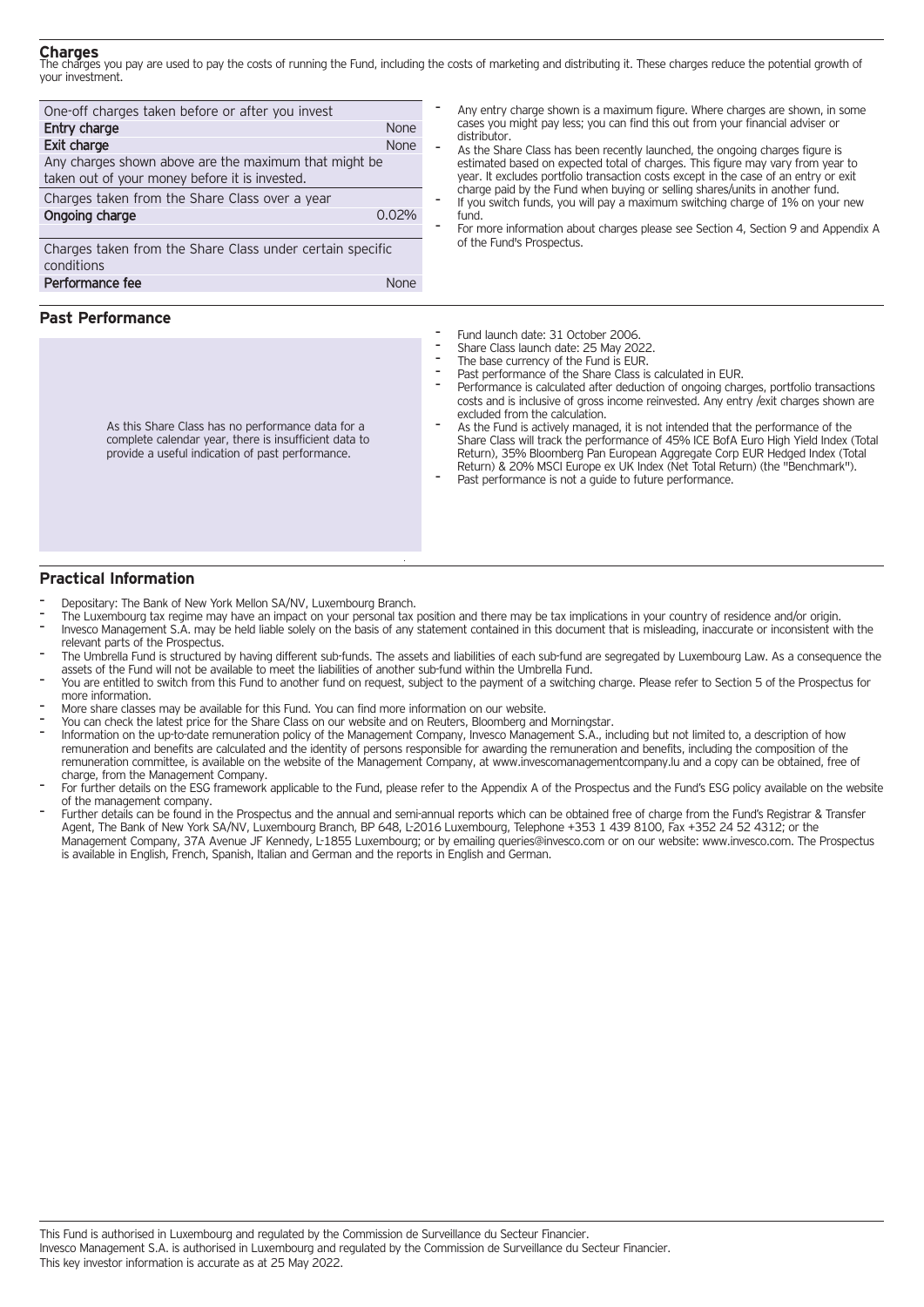## Charges

The charges you pay are used to pay the costs of running the Fund, including the costs of marketing and distributing it. These charges reduce the potential growth of your investment.

| | |
|---|---|
| One-off charges taken before or after you invest | |
| **Entry charge** | None |
| **Exit charge** | None |
| Any charges shown above are the maximum that might be taken out of your money before it is invested. | |
| Charges taken from the Share Class over a year | |
| **Ongoing charge** | 0.02% |
| Charges taken from the Share Class under certain specific conditions | |
| **Performance fee** | None |

- Any entry charge shown is a maximum figure. Where charges are shown, in some cases you might pay less; you can find this out from your financial adviser or distributor.
- As the Share Class has been recently launched, the ongoing charges figure is estimated based on expected total of charges. This figure may vary from year to year. It excludes portfolio transaction costs except in the case of an entry or exit charge paid by the Fund when buying or selling shares/units in another fund.
- If you switch funds, you will pay a maximum switching charge of 1% on your new fund.
- For more information about charges please see Section 4, Section 9 and Appendix A of the Fund's Prospectus.

## Past Performance

As this Share Class has no performance data for a complete calendar year, there is insufficient data to provide a useful indication of past performance.

- Fund launch date: 31 October 2006.
- Share Class launch date: 25 May 2022.
- The base currency of the Fund is EUR.
- Past performance of the Share Class is calculated in EUR.
- Performance is calculated after deduction of ongoing charges, portfolio transactions costs and is inclusive of gross income reinvested. Any entry /exit charges shown are excluded from the calculation.
- As the Fund is actively managed, it is not intended that the performance of the Share Class will track the performance of 45% ICE BofA Euro High Yield Index (Total Return), 35% Bloomberg Pan European Aggregate Corp EUR Hedged Index (Total Return) & 20% MSCI Europe ex UK Index (Net Total Return) (the "Benchmark").
- Past performance is not a guide to future performance.

## Practical Information

- Depositary: The Bank of New York Mellon SA/NV, Luxembourg Branch.
- The Luxembourg tax regime may have an impact on your personal tax position and there may be tax implications in your country of residence and/or origin.
- Invesco Management S.A. may be held liable solely on the basis of any statement contained in this document that is misleading, inaccurate or inconsistent with the relevant parts of the Prospectus.
- The Umbrella Fund is structured by having different sub-funds. The assets and liabilities of each sub-fund are segregated by Luxembourg Law. As a consequence the assets of the Fund will not be available to meet the liabilities of another sub-fund within the Umbrella Fund.
- You are entitled to switch from this Fund to another fund on request, subject to the payment of a switching charge. Please refer to Section 5 of the Prospectus for more information.
- More share classes may be available for this Fund. You can find more information on our website.
- You can check the latest price for the Share Class on our website and on Reuters, Bloomberg and Morningstar.
- Information on the up-to-date remuneration policy of the Management Company, Invesco Management S.A., including but not limited to, a description of how remuneration and benefits are calculated and the identity of persons responsible for awarding the remuneration and benefits, including the composition of the remuneration committee, is available on the website of the Management Company, at www.invescomanagementcompany.lu and a copy can be obtained, free of charge, from the Management Company.
- For further details on the ESG framework applicable to the Fund, please refer to the Appendix A of the Prospectus and the Fund's ESG policy available on the website of the management company.
- Further details can be found in the Prospectus and the annual and semi-annual reports which can be obtained free of charge from the Fund's Registrar & Transfer Agent, The Bank of New York SA/NV, Luxembourg Branch, BP 648, L-2016 Luxembourg, Telephone +353 1 439 8100, Fax +352 24 52 4312; or the Management Company, 37A Avenue JF Kennedy, L-1855 Luxembourg; or by emailing queries@invesco.com or on our website: www.invesco.com. The Prospectus is available in English, French, Spanish, Italian and German and the reports in English and German.

This Fund is authorised in Luxembourg and regulated by the Commission de Surveillance du Secteur Financier.
Invesco Management S.A. is authorised in Luxembourg and regulated by the Commission de Surveillance du Secteur Financier.
This key investor information is accurate as at 25 May 2022.